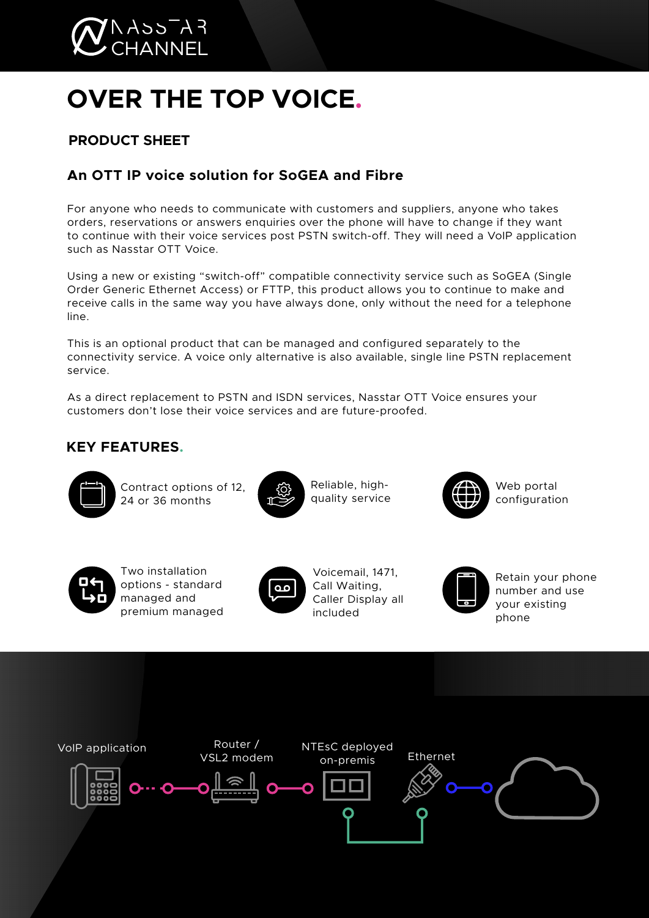# OVER THE TOP VOICE.

**PRODUCT SHEET**

## An OTT IP voice solution for SoGEA and Fibre

For anyone who needs to communicate with customers and suppliers, anyone who takes orders, reservations or answers enquiries over the phone will have to change if they want to continue with their voice services post PSTN switch-off. They will need a VoIP application such as Nasstar OTT Voice.

Using a new or existing "switch-off" compatible connectivity service such as SoGEA (Single Order Generic Ethernet Access) or FTTP, this product allows you to continue to make and receive calls in the same way you have always done, only without the need for a telephone line.

This is an optional product that can be managed and configured separately to the connectivity service. A voice only alternative is also available, single line PSTN replacement service.

As a direct replacement to PSTN and ISDN services, Nasstar OTT Voice ensures your customers don't lose their voice services and are future-proofed.

## KEY FEATURES.

- Contract options of 12, 24 or 36 months
- Reliable, high-quality service
- Web portal configuration
- Two installation options - standard managed and premium managed
- Voicemail, 1471, Call Waiting, Caller Display all included
- Retain your phone number and use your existing phone

VoIP application

Router / VSL2 modem

NTEsC deployed on-premis

Ethernet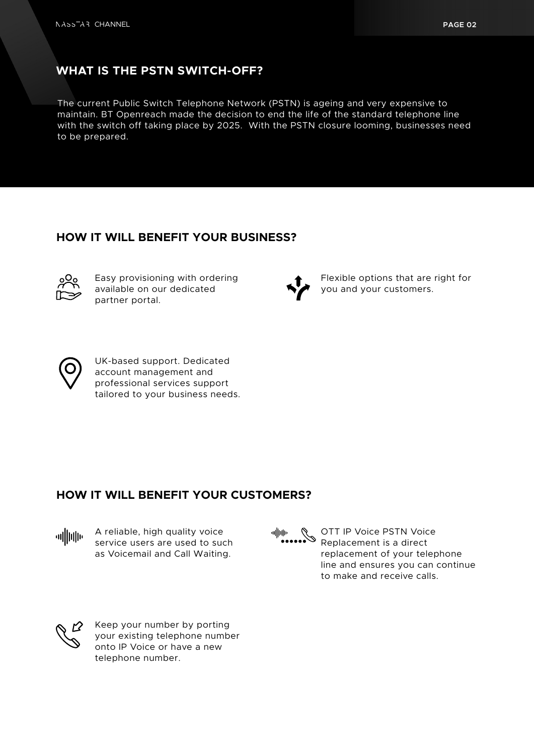## WHAT IS THE PSTN SWITCH-OFF?

The current Public Switch Telephone Network (PSTN) is ageing and very expensive to maintain. BT Openreach made the decision to end the life of the standard telephone line with the switch off taking place by 2025. With the PSTN closure looming, businesses need to be prepared.

## HOW IT WILL BENEFIT YOUR BUSINESS?

- Easy provisioning with ordering available on our dedicated partner portal.
- Flexible options that are right for you and your customers.
- UK-based support. Dedicated account management and professional services support tailored to your business needs.

## HOW IT WILL BENEFIT YOUR CUSTOMERS?

- A reliable, high quality voice service users are used to such as Voicemail and Call Waiting.
- OTT IP Voice PSTN Voice Replacement is a direct replacement of your telephone line and ensures you can continue to make and receive calls.
- Keep your number by porting your existing telephone number onto IP Voice or have a new telephone number.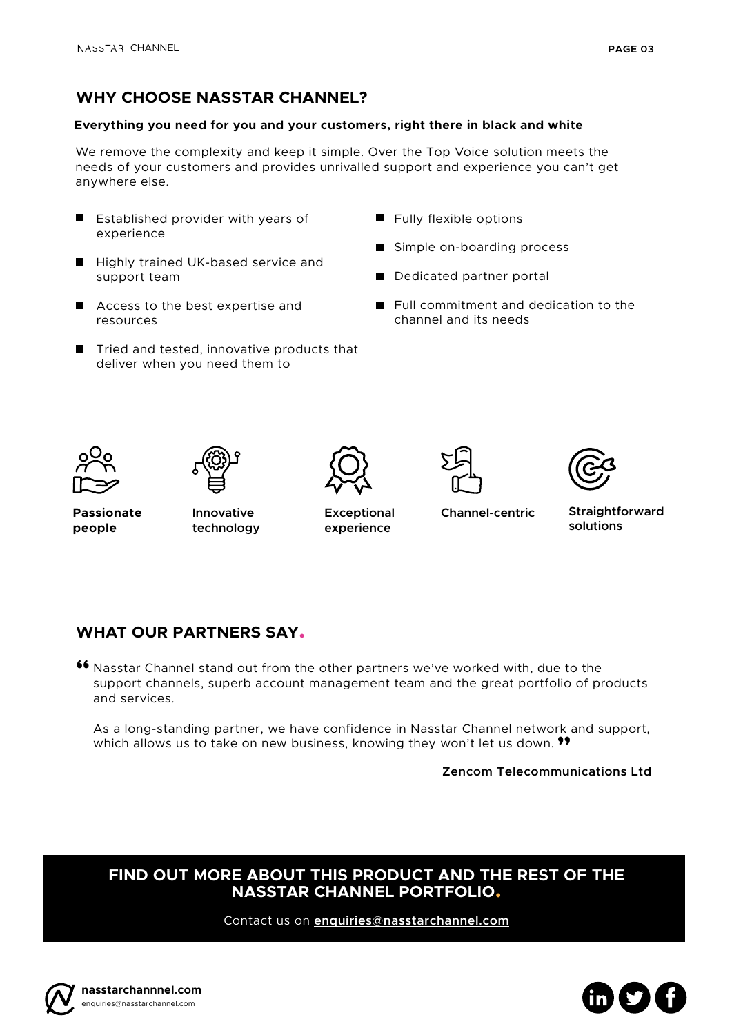## WHY CHOOSE NASSTAR CHANNEL?

**Everything you need for you and your customers, right there in black and white**

We remove the complexity and keep it simple. Over the Top Voice solution meets the needs of your customers and provides unrivalled support and experience you can't get anywhere else.

- Established provider with years of experience
- Highly trained UK-based service and support team
- Access to the best expertise and resources
- Tried and tested, innovative products that deliver when you need them to
- Fully flexible options
- Simple on-boarding process
- Dedicated partner portal
- Full commitment and dedication to the channel and its needs

**Passionate people**

**Innovative technology**

**Exceptional experience**

**Channel-centric**

**Straightforward solutions**

## WHAT OUR PARTNERS SAY.

" Nasstar Channel stand out from the other partners we've worked with, due to the support channels, superb account management team and the great portfolio of products and services.

As a long-standing partner, we have confidence in Nasstar Channel network and support, which allows us to take on new business, knowing they won't let us down. "

**Zencom Telecommunications Ltd**

## FIND OUT MORE ABOUT THIS PRODUCT AND THE REST OF THE NASSTAR CHANNEL PORTFOLIO.

Contact us on **enquiries@nasstarchannel.com**

**nasstarchannnel.com**
enquiries@nasstarchannel.com